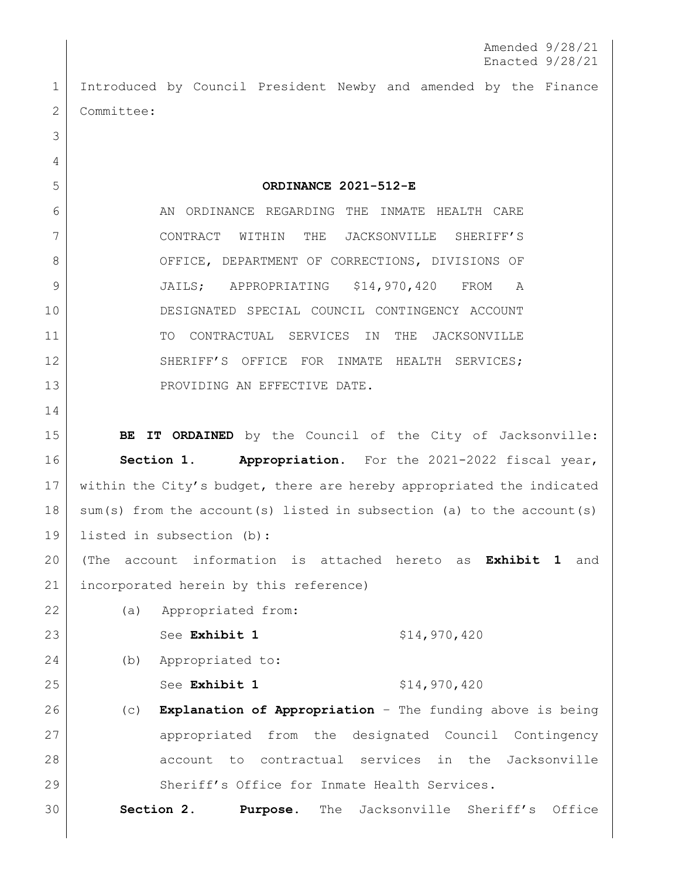Amended 9/28/21
Enacted 9/28/21

Introduced by Council President Newby and amended by the Finance Committee:

**ORDINANCE 2021-512-E**

AN ORDINANCE REGARDING THE INMATE HEALTH CARE CONTRACT WITHIN THE JACKSONVILLE SHERIFF'S OFFICE, DEPARTMENT OF CORRECTIONS, DIVISIONS OF JAILS; APPROPRIATING $14,970,420 FROM A DESIGNATED SPECIAL COUNCIL CONTINGENCY ACCOUNT TO CONTRACTUAL SERVICES IN THE JACKSONVILLE SHERIFF'S OFFICE FOR INMATE HEALTH SERVICES; PROVIDING AN EFFECTIVE DATE.

**BE IT ORDAINED** by the Council of the City of Jacksonville:

**Section 1. Appropriation.** For the 2021-2022 fiscal year, within the City's budget, there are hereby appropriated the indicated sum(s) from the account(s) listed in subsection (a) to the account(s) listed in subsection (b):

(The account information is attached hereto as **Exhibit 1** and incorporated herein by this reference)

(a) Appropriated from:

See **Exhibit 1** $14,970,420

(b) Appropriated to:

See **Exhibit 1** $14,970,420

(c) **Explanation of Appropriation** – The funding above is being appropriated from the designated Council Contingency account to contractual services in the Jacksonville Sheriff's Office for Inmate Health Services.

**Section 2. Purpose.** The Jacksonville Sheriff's Office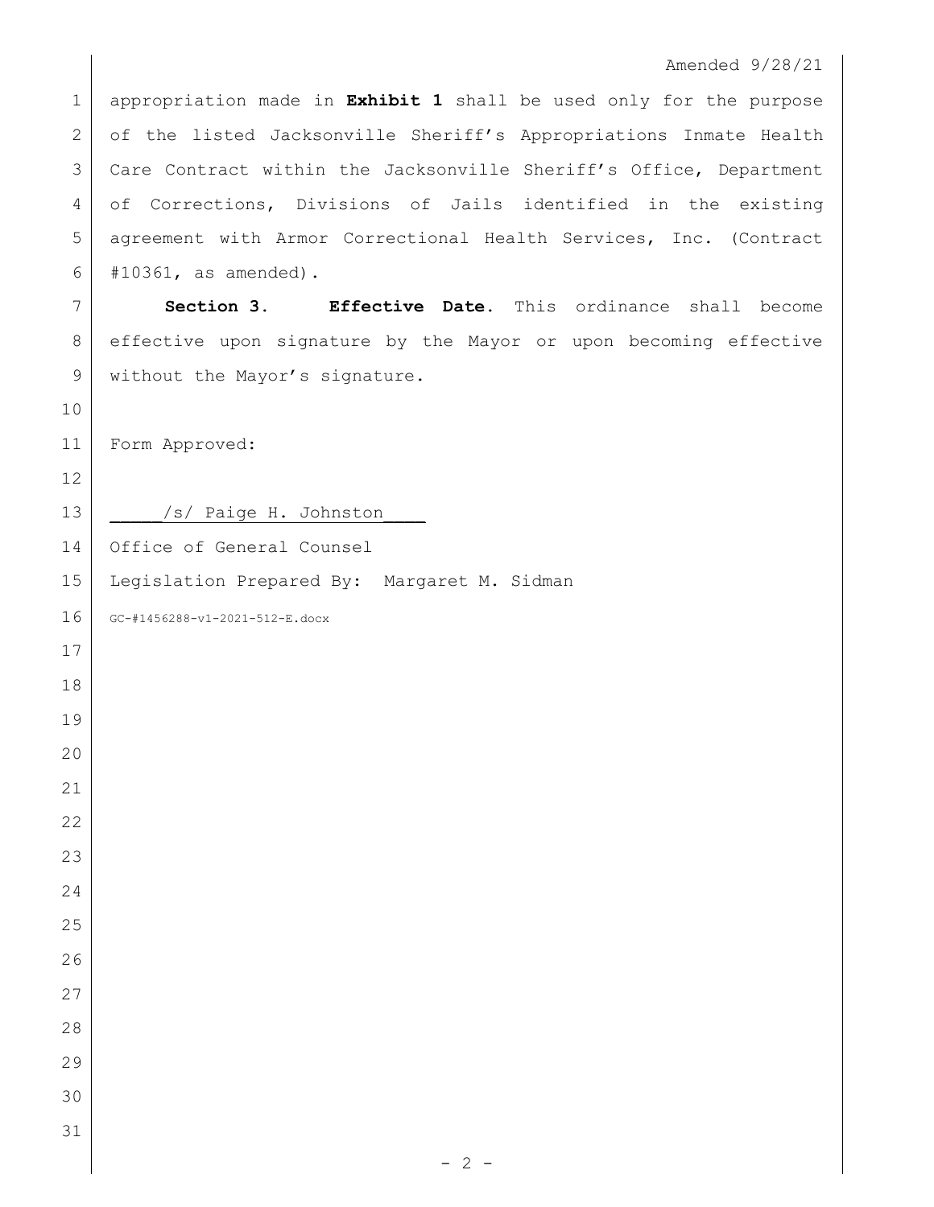appropriation made in **Exhibit 1** shall be used only for the purpose of the listed Jacksonville Sheriff's Appropriations Inmate Health Care Contract within the Jacksonville Sheriff's Office, Department of Corrections, Divisions of Jails identified in the existing agreement with Armor Correctional Health Services, Inc. (Contract #10361, as amended).

**Section 3. Effective Date.** This ordinance shall become effective upon signature by the Mayor or upon becoming effective without the Mayor's signature.

Form Approved:

/s/ Paige H. Johnston

Office of General Counsel

Legislation Prepared By: Margaret M. Sidman

GC-#1456288-v1-2021-512-E.docx